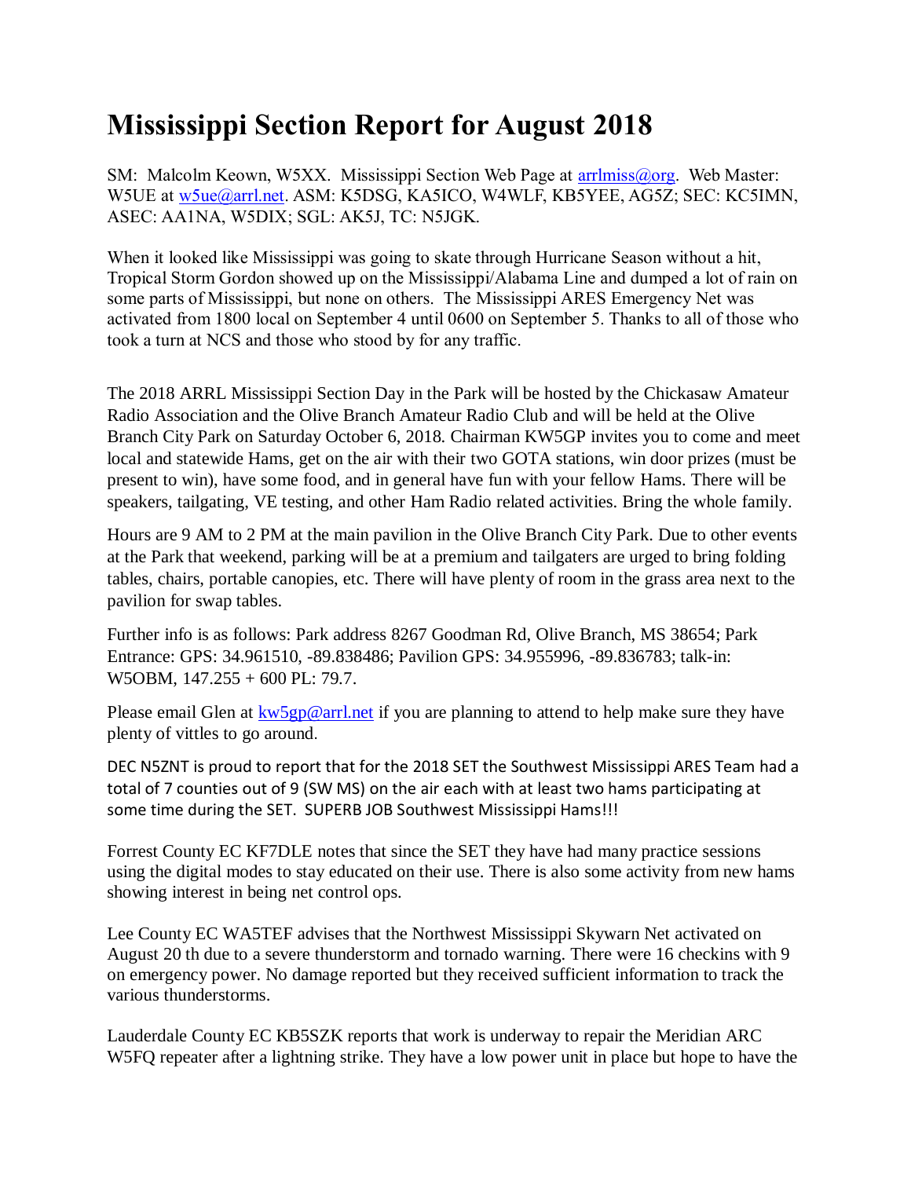# Mississippi Section Report for August 2018

SM: Malcolm Keown, W5XX. Mississippi Section Web Page at arrlmiss@org. Web Master: W5UE at w5ue@arrl.net. ASM: K5DSG, KA5ICO, W4WLF, KB5YEE, AG5Z; SEC: KC5IMN, ASEC: AA1NA, W5DIX; SGL: AK5J, TC: N5JGK.

When it looked like Mississippi was going to skate through Hurricane Season without a hit, Tropical Storm Gordon showed up on the Mississippi/Alabama Line and dumped a lot of rain on some parts of Mississippi, but none on others. The Mississippi ARES Emergency Net was activated from 1800 local on September 4 until 0600 on September 5. Thanks to all of those who took a turn at NCS and those who stood by for any traffic.

The 2018 ARRL Mississippi Section Day in the Park will be hosted by the Chickasaw Amateur Radio Association and the Olive Branch Amateur Radio Club and will be held at the Olive Branch City Park on Saturday October 6, 2018. Chairman KW5GP invites you to come and meet local and statewide Hams, get on the air with their two GOTA stations, win door prizes (must be present to win), have some food, and in general have fun with your fellow Hams. There will be speakers, tailgating, VE testing, and other Ham Radio related activities. Bring the whole family.

Hours are 9 AM to 2 PM at the main pavilion in the Olive Branch City Park. Due to other events at the Park that weekend, parking will be at a premium and tailgaters are urged to bring folding tables, chairs, portable canopies, etc. There will have plenty of room in the grass area next to the pavilion for swap tables.

Further info is as follows: Park address 8267 Goodman Rd, Olive Branch, MS 38654; Park Entrance: GPS: 34.961510, -89.838486; Pavilion GPS: 34.955996, -89.836783; talk-in: W5OBM, 147.255 + 600 PL: 79.7.

Please email Glen at kw5gp@arrl.net if you are planning to attend to help make sure they have plenty of vittles to go around.

DEC N5ZNT is proud to report that for the 2018 SET the Southwest Mississippi ARES Team had a total of 7 counties out of 9 (SW MS) on the air each with at least two hams participating at some time during the SET. SUPERB JOB Southwest Mississippi Hams!!!

Forrest County EC KF7DLE notes that since the SET they have had many practice sessions using the digital modes to stay educated on their use. There is also some activity from new hams showing interest in being net control ops.

Lee County EC WA5TEF advises that the Northwest Mississippi Skywarn Net activated on August 20 th due to a severe thunderstorm and tornado warning. There were 16 checkins with 9 on emergency power. No damage reported but they received sufficient information to track the various thunderstorms.

Lauderdale County EC KB5SZK reports that work is underway to repair the Meridian ARC W5FQ repeater after a lightning strike. They have a low power unit in place but hope to have the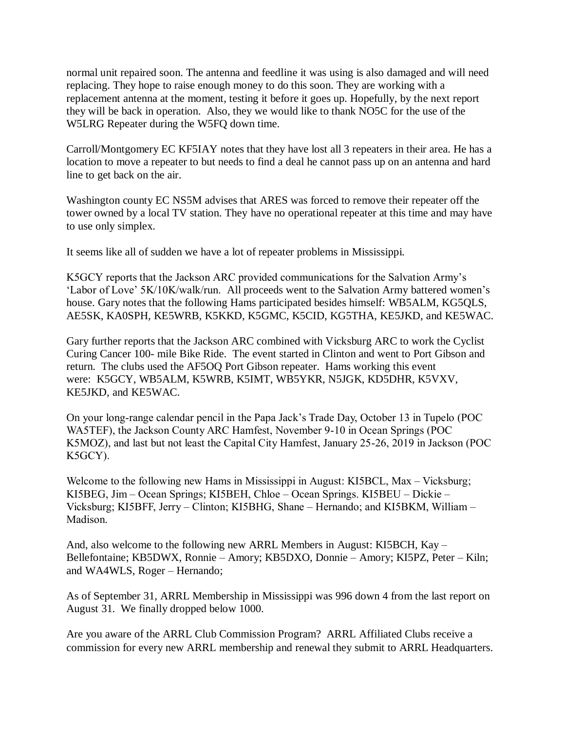normal unit repaired soon. The antenna and feedline it was using is also damaged and will need replacing. They hope to raise enough money to do this soon. They are working with a replacement antenna at the moment, testing it before it goes up. Hopefully, by the next report they will be back in operation. Also, they we would like to thank NO5C for the use of the W5LRG Repeater during the W5FQ down time.

Carroll/Montgomery EC KF5IAY notes that they have lost all 3 repeaters in their area. He has a location to move a repeater to but needs to find a deal he cannot pass up on an antenna and hard line to get back on the air.

Washington county EC NS5M advises that ARES was forced to remove their repeater off the tower owned by a local TV station. They have no operational repeater at this time and may have to use only simplex.

It seems like all of sudden we have a lot of repeater problems in Mississippi.

K5GCY reports that the Jackson ARC provided communications for the Salvation Army's 'Labor of Love' 5K/10K/walk/run. All proceeds went to the Salvation Army battered women's house. Gary notes that the following Hams participated besides himself: WB5ALM, KG5QLS, AE5SK, KA0SPH, KE5WRB, K5KKD, K5GMC, K5CID, KG5THA, KE5JKD, and KE5WAC.

Gary further reports that the Jackson ARC combined with Vicksburg ARC to work the Cyclist Curing Cancer 100- mile Bike Ride. The event started in Clinton and went to Port Gibson and return. The clubs used the AF5OQ Port Gibson repeater. Hams working this event were: K5GCY, WB5ALM, K5WRB, K5IMT, WB5YKR, N5JGK, KD5DHR, K5VXV, KE5JKD, and KE5WAC.

On your long-range calendar pencil in the Papa Jack's Trade Day, October 13 in Tupelo (POC WA5TEF), the Jackson County ARC Hamfest, November 9-10 in Ocean Springs (POC K5MOZ), and last but not least the Capital City Hamfest, January 25-26, 2019 in Jackson (POC K5GCY).

Welcome to the following new Hams in Mississippi in August: KI5BCL, Max – Vicksburg; KI5BEG, Jim – Ocean Springs; KI5BEH, Chloe – Ocean Springs. KI5BEU – Dickie – Vicksburg; KI5BFF, Jerry – Clinton; KI5BHG, Shane – Hernando; and KI5BKM, William – Madison.

And, also welcome to the following new ARRL Members in August: KI5BCH, Kay – Bellefontaine; KB5DWX, Ronnie – Amory; KB5DXO, Donnie – Amory; KI5PZ, Peter – Kiln; and WA4WLS, Roger – Hernando;

As of September 31, ARRL Membership in Mississippi was 996 down 4 from the last report on August 31. We finally dropped below 1000.

Are you aware of the ARRL Club Commission Program? ARRL Affiliated Clubs receive a commission for every new ARRL membership and renewal they submit to ARRL Headquarters.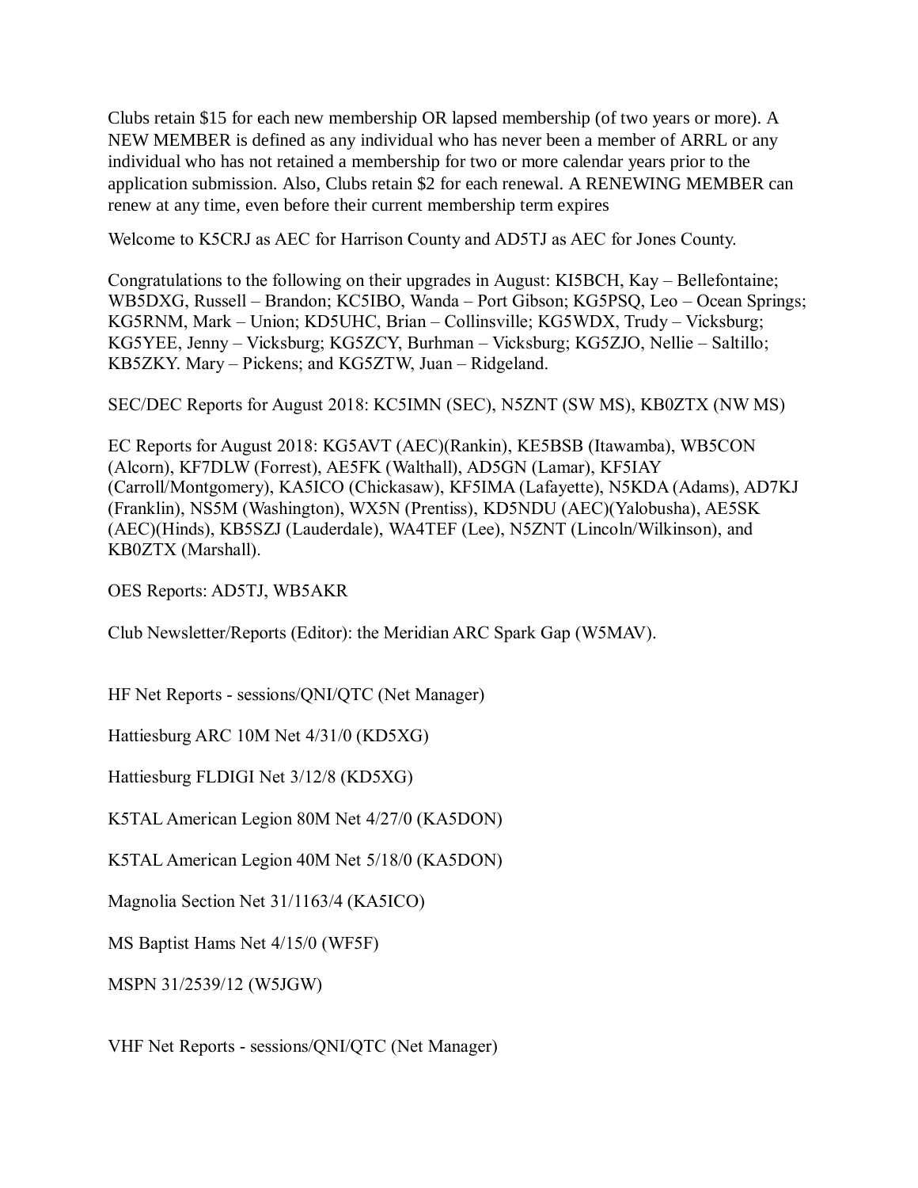Clubs retain $15 for each new membership OR lapsed membership (of two years or more). A NEW MEMBER is defined as any individual who has never been a member of ARRL or any individual who has not retained a membership for two or more calendar years prior to the application submission. Also, Clubs retain $2 for each renewal. A RENEWING MEMBER can renew at any time, even before their current membership term expires

Welcome to K5CRJ as AEC for Harrison County and AD5TJ as AEC for Jones County.

Congratulations to the following on their upgrades in August: KI5BCH, Kay – Bellefontaine; WB5DXG, Russell – Brandon; KC5IBO, Wanda – Port Gibson; KG5PSQ, Leo – Ocean Springs; KG5RNM, Mark – Union; KD5UHC, Brian – Collinsville; KG5WDX, Trudy – Vicksburg; KG5YEE, Jenny – Vicksburg; KG5ZCY, Burhman – Vicksburg; KG5ZJO, Nellie – Saltillo; KB5ZKY. Mary – Pickens; and KG5ZTW, Juan – Ridgeland.

SEC/DEC Reports for August 2018: KC5IMN (SEC), N5ZNT (SW MS), KB0ZTX (NW MS)

EC Reports for August 2018: KG5AVT (AEC)(Rankin), KE5BSB (Itawamba), WB5CON (Alcorn), KF7DLW (Forrest), AE5FK (Walthall), AD5GN (Lamar), KF5IAY (Carroll/Montgomery), KA5ICO (Chickasaw), KF5IMA (Lafayette), N5KDA (Adams), AD7KJ (Franklin), NS5M (Washington), WX5N (Prentiss), KD5NDU (AEC)(Yalobusha), AE5SK (AEC)(Hinds), KB5SZJ (Lauderdale), WA4TEF (Lee), N5ZNT (Lincoln/Wilkinson), and KB0ZTX (Marshall).

OES Reports: AD5TJ, WB5AKR

Club Newsletter/Reports (Editor): the Meridian ARC Spark Gap (W5MAV).

HF Net Reports - sessions/QNI/QTC (Net Manager)

Hattiesburg ARC 10M Net 4/31/0 (KD5XG)

Hattiesburg FLDIGI Net 3/12/8 (KD5XG)

K5TAL American Legion 80M Net 4/27/0 (KA5DON)

K5TAL American Legion 40M Net 5/18/0 (KA5DON)

Magnolia Section Net 31/1163/4 (KA5ICO)

MS Baptist Hams Net 4/15/0 (WF5F)

MSPN 31/2539/12 (W5JGW)

VHF Net Reports - sessions/QNI/QTC (Net Manager)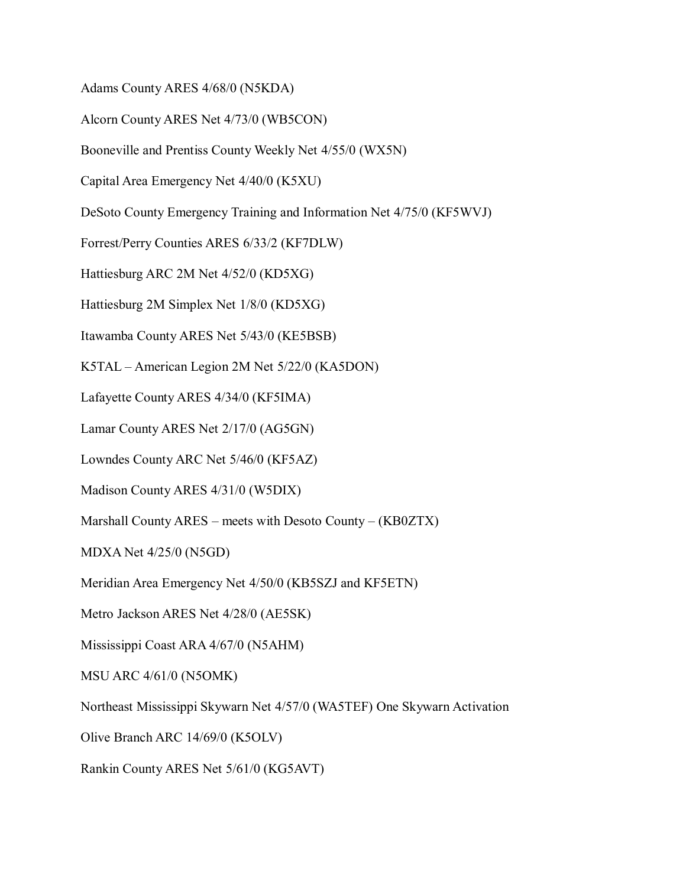Adams County ARES 4/68/0 (N5KDA)

Alcorn County ARES Net 4/73/0 (WB5CON)

Booneville and Prentiss County Weekly Net 4/55/0 (WX5N)

Capital Area Emergency Net 4/40/0 (K5XU)

DeSoto County Emergency Training and Information Net 4/75/0 (KF5WVJ)

Forrest/Perry Counties ARES 6/33/2 (KF7DLW)

Hattiesburg ARC 2M Net 4/52/0 (KD5XG)

Hattiesburg 2M Simplex Net 1/8/0 (KD5XG)

Itawamba County ARES Net 5/43/0 (KE5BSB)

K5TAL – American Legion 2M Net 5/22/0 (KA5DON)

Lafayette County ARES 4/34/0 (KF5IMA)

Lamar County ARES Net 2/17/0 (AG5GN)

Lowndes County ARC Net 5/46/0 (KF5AZ)

Madison County ARES 4/31/0 (W5DIX)

Marshall County ARES – meets with Desoto County – (KB0ZTX)

MDXA Net 4/25/0 (N5GD)

Meridian Area Emergency Net 4/50/0 (KB5SZJ and KF5ETN)

Metro Jackson ARES Net 4/28/0 (AE5SK)

Mississippi Coast ARA 4/67/0 (N5AHM)

MSU ARC 4/61/0 (N5OMK)

Northeast Mississippi Skywarn Net 4/57/0 (WA5TEF) One Skywarn Activation

Olive Branch ARC 14/69/0 (K5OLV)

Rankin County ARES Net 5/61/0 (KG5AVT)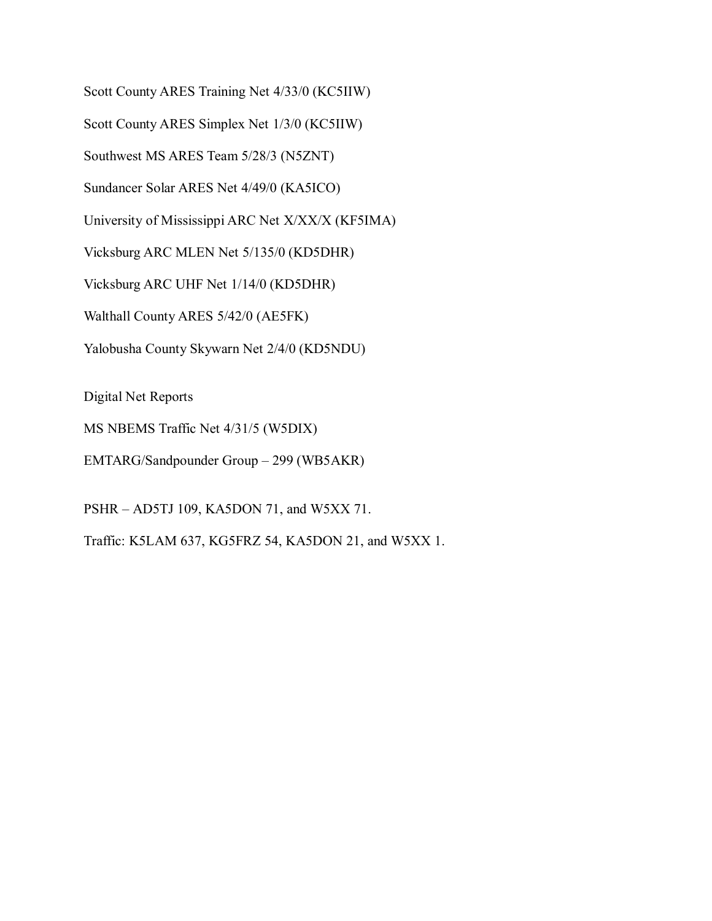Scott County ARES Training Net 4/33/0 (KC5IIW)

Scott County ARES Simplex Net 1/3/0 (KC5IIW)

Southwest MS ARES Team 5/28/3 (N5ZNT)

Sundancer Solar ARES Net 4/49/0 (KA5ICO)

University of Mississippi ARC Net X/XX/X (KF5IMA)

Vicksburg ARC MLEN Net 5/135/0 (KD5DHR)

Vicksburg ARC UHF Net 1/14/0 (KD5DHR)

Walthall County ARES 5/42/0 (AE5FK)

Yalobusha County Skywarn Net 2/4/0 (KD5NDU)

Digital Net Reports

MS NBEMS Traffic Net 4/31/5 (W5DIX)

EMTARG/Sandpounder Group – 299 (WB5AKR)

PSHR – AD5TJ 109, KA5DON 71, and W5XX 71.

Traffic: K5LAM 637, KG5FRZ 54, KA5DON 21, and W5XX 1.